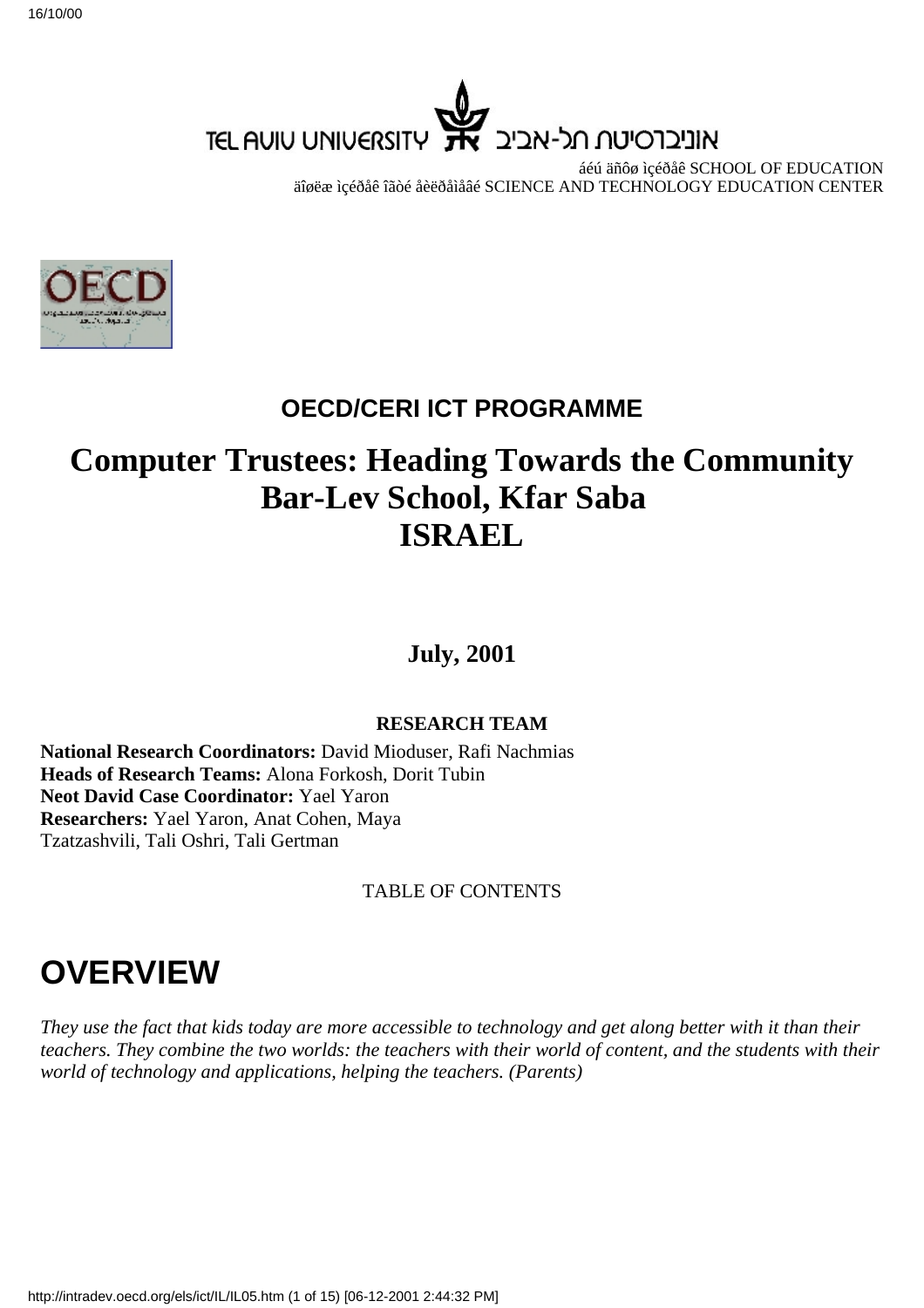TEL AVIU UNIVERSITY אוניברסיטת תל-אביב

áéú äñôø ìçéðåê SCHOOL OF EDUCATION
äîøëæ ìçéðåê îãòé åèëðåìåâéä SCIENCE AND TECHNOLOGY EDUCATION CENTER

**OECD/CERI ICT PROGRAMME**

# Computer Trustees: Heading Towards the Community
# Bar-Lev School, Kfar Saba
# ISRAEL

**July, 2001**

**RESEARCH TEAM**

**National Research Coordinators:** David Mioduser, Rafi Nachmias
**Heads of Research Teams:** Alona Forkosh, Dorit Tubin
**Neot David Case Coordinator:** Yael Yaron
**Researchers:** Yael Yaron, Anat Cohen, Maya Tzatzashvili, Tali Oshri, Tali Gertman

TABLE OF CONTENTS

# OVERVIEW

*They use the fact that kids today are more accessible to technology and get along better with it than their teachers. They combine the two worlds: the teachers with their world of content, and the students with their world of technology and applications, helping the teachers. (Parents)*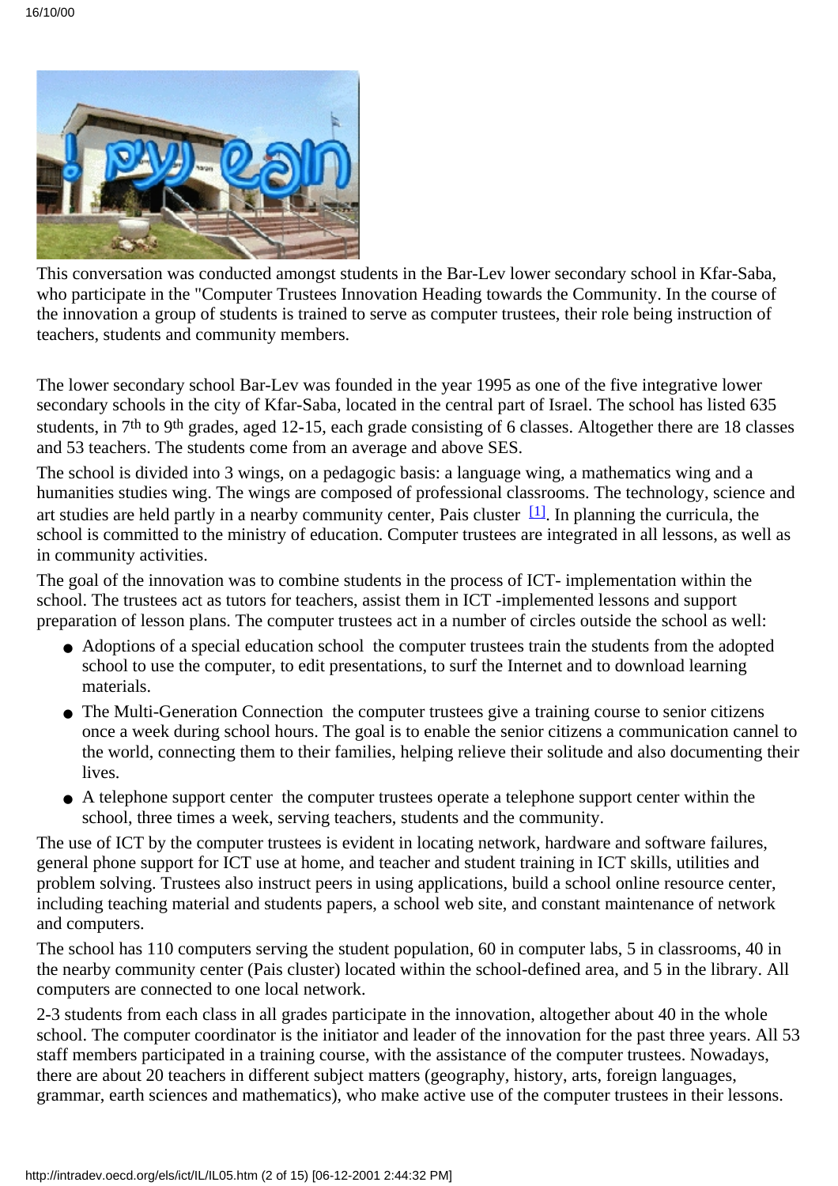This conversation was conducted amongst students in the Bar-Lev lower secondary school in Kfar-Saba, who participate in the "Computer Trustees Innovation Heading towards the Community. In the course of the innovation a group of students is trained to serve as computer trustees, their role being instruction of teachers, students and community members.

The lower secondary school Bar-Lev was founded in the year 1995 as one of the five integrative lower secondary schools in the city of Kfar-Saba, located in the central part of Israel. The school has listed 635 students, in 7th to 9th grades, aged 12-15, each grade consisting of 6 classes. Altogether there are 18 classes and 53 teachers. The students come from an average and above SES.

The school is divided into 3 wings, on a pedagogic basis: a language wing, a mathematics wing and a humanities studies wing. The wings are composed of professional classrooms. The technology, science and art studies are held partly in a nearby community center, Pais cluster [1]. In planning the curricula, the school is committed to the ministry of education. Computer trustees are integrated in all lessons, as well as in community activities.

The goal of the innovation was to combine students in the process of ICT- implementation within the school. The trustees act as tutors for teachers, assist them in ICT -implemented lessons and support preparation of lesson plans. The computer trustees act in a number of circles outside the school as well:

- Adoptions of a special education school the computer trustees train the students from the adopted school to use the computer, to edit presentations, to surf the Internet and to download learning materials.
- The Multi-Generation Connection the computer trustees give a training course to senior citizens once a week during school hours. The goal is to enable the senior citizens a communication cannel to the world, connecting them to their families, helping relieve their solitude and also documenting their lives.
- A telephone support center the computer trustees operate a telephone support center within the school, three times a week, serving teachers, students and the community.

The use of ICT by the computer trustees is evident in locating network, hardware and software failures, general phone support for ICT use at home, and teacher and student training in ICT skills, utilities and problem solving. Trustees also instruct peers in using applications, build a school online resource center, including teaching material and students papers, a school web site, and constant maintenance of network and computers.

The school has 110 computers serving the student population, 60 in computer labs, 5 in classrooms, 40 in the nearby community center (Pais cluster) located within the school-defined area, and 5 in the library. All computers are connected to one local network.

2-3 students from each class in all grades participate in the innovation, altogether about 40 in the whole school. The computer coordinator is the initiator and leader of the innovation for the past three years. All 53 staff members participated in a training course, with the assistance of the computer trustees. Nowadays, there are about 20 teachers in different subject matters (geography, history, arts, foreign languages, grammar, earth sciences and mathematics), who make active use of the computer trustees in their lessons.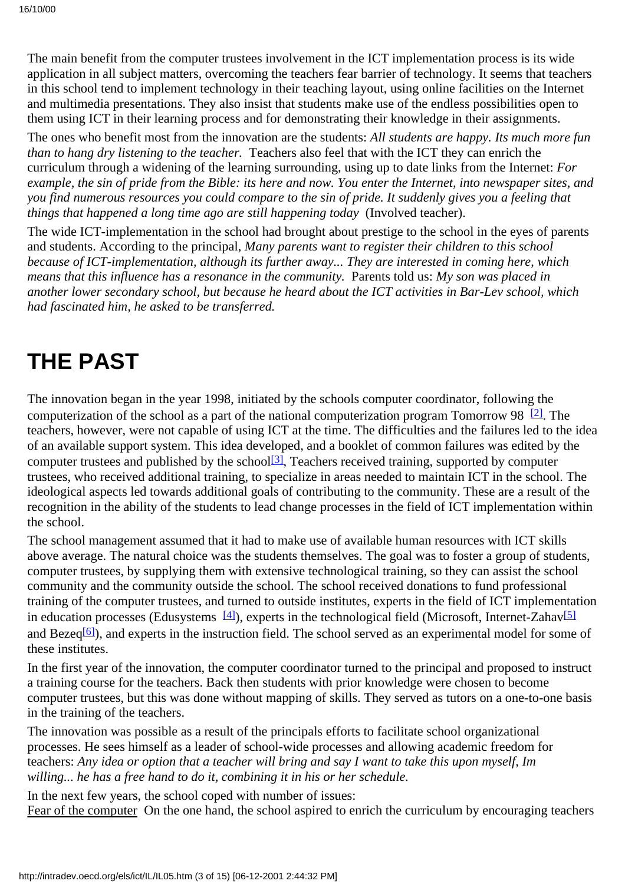The main benefit from the computer trustees involvement in the ICT implementation process is its wide application in all subject matters, overcoming the teachers fear barrier of technology. It seems that teachers in this school tend to implement technology in their teaching layout, using online facilities on the Internet and multimedia presentations. They also insist that students make use of the endless possibilities open to them using ICT in their learning process and for demonstrating their knowledge in their assignments.

The ones who benefit most from the innovation are the students: *All students are happy. Its much more fun than to hang dry listening to the teacher.* Teachers also feel that with the ICT they can enrich the curriculum through a widening of the learning surrounding, using up to date links from the Internet: *For example, the sin of pride from the Bible: its here and now. You enter the Internet, into newspaper sites, and you find numerous resources you could compare to the sin of pride. It suddenly gives you a feeling that things that happened a long time ago are still happening today* (Involved teacher).

The wide ICT-implementation in the school had brought about prestige to the school in the eyes of parents and students. According to the principal, *Many parents want to register their children to this school because of ICT-implementation, although its further away... They are interested in coming here, which means that this influence has a resonance in the community.* Parents told us: *My son was placed in another lower secondary school, but because he heard about the ICT activities in Bar-Lev school, which had fascinated him, he asked to be transferred.*

# THE PAST

The innovation began in the year 1998, initiated by the schools computer coordinator, following the computerization of the school as a part of the national computerization program Tomorrow 98 [2]. The teachers, however, were not capable of using ICT at the time. The difficulties and the failures led to the idea of an available support system. This idea developed, and a booklet of common failures was edited by the computer trustees and published by the school[3], Teachers received training, supported by computer trustees, who received additional training, to specialize in areas needed to maintain ICT in the school. The ideological aspects led towards additional goals of contributing to the community. These are a result of the recognition in the ability of the students to lead change processes in the field of ICT implementation within the school.

The school management assumed that it had to make use of available human resources with ICT skills above average. The natural choice was the students themselves. The goal was to foster a group of students, computer trustees, by supplying them with extensive technological training, so they can assist the school community and the community outside the school. The school received donations to fund professional training of the computer trustees, and turned to outside institutes, experts in the field of ICT implementation in education processes (Edusystems [4]), experts in the technological field (Microsoft, Internet-Zahav[5] and Bezeq[6]), and experts in the instruction field. The school served as an experimental model for some of these institutes.

In the first year of the innovation, the computer coordinator turned to the principal and proposed to instruct a training course for the teachers. Back then students with prior knowledge were chosen to become computer trustees, but this was done without mapping of skills. They served as tutors on a one-to-one basis in the training of the teachers.

The innovation was possible as a result of the principals efforts to facilitate school organizational processes. He sees himself as a leader of school-wide processes and allowing academic freedom for teachers: *Any idea or option that a teacher will bring and say I want to take this upon myself, Im willing... he has a free hand to do it, combining it in his or her schedule.*

In the next few years, the school coped with number of issues:

Fear of the computer On the one hand, the school aspired to enrich the curriculum by encouraging teachers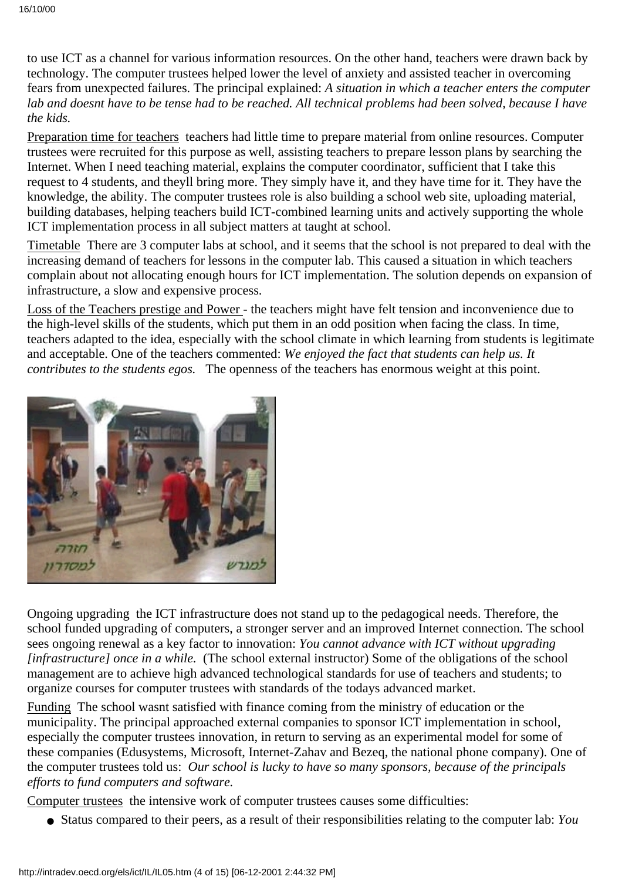to use ICT as a channel for various information resources. On the other hand, teachers were drawn back by technology. The computer trustees helped lower the level of anxiety and assisted teacher in overcoming fears from unexpected failures. The principal explained: *A situation in which a teacher enters the computer lab and doesnt have to be tense had to be reached. All technical problems had been solved, because I have the kids.*

<u>Preparation time for teachers</u> teachers had little time to prepare material from online resources. Computer trustees were recruited for this purpose as well, assisting teachers to prepare lesson plans by searching the Internet. When I need teaching material, explains the computer coordinator, sufficient that I take this request to 4 students, and theyll bring more. They simply have it, and they have time for it. They have the knowledge, the ability. The computer trustees role is also building a school web site, uploading material, building databases, helping teachers build ICT-combined learning units and actively supporting the whole ICT implementation process in all subject matters at taught at school.

<u>Timetable</u> There are 3 computer labs at school, and it seems that the school is not prepared to deal with the increasing demand of teachers for lessons in the computer lab. This caused a situation in which teachers complain about not allocating enough hours for ICT implementation. The solution depends on expansion of infrastructure, a slow and expensive process.

<u>Loss of the Teachers prestige and Power</u> - the teachers might have felt tension and inconvenience due to the high-level skills of the students, which put them in an odd position when facing the class. In time, teachers adapted to the idea, especially with the school climate in which learning from students is legitimate and acceptable. One of the teachers commented: *We enjoyed the fact that students can help us. It contributes to the students egos.* The openness of the teachers has enormous weight at this point.

Ongoing upgrading the ICT infrastructure does not stand up to the pedagogical needs. Therefore, the school funded upgrading of computers, a stronger server and an improved Internet connection. The school sees ongoing renewal as a key factor to innovation: *You cannot advance with ICT without upgrading [infrastructure] once in a while.* (The school external instructor) Some of the obligations of the school management are to achieve high advanced technological standards for use of teachers and students; to organize courses for computer trustees with standards of the todays advanced market.

<u>Funding</u> The school wasnt satisfied with finance coming from the ministry of education or the municipality. The principal approached external companies to sponsor ICT implementation in school, especially the computer trustees innovation, in return to serving as an experimental model for some of these companies (Edusystems, Microsoft, Internet-Zahav and Bezeq, the national phone company). One of the computer trustees told us: *Our school is lucky to have so many sponsors, because of the principals efforts to fund computers and software.*

<u>Computer trustees</u> the intensive work of computer trustees causes some difficulties:

- Status compared to their peers, as a result of their responsibilities relating to the computer lab: *You*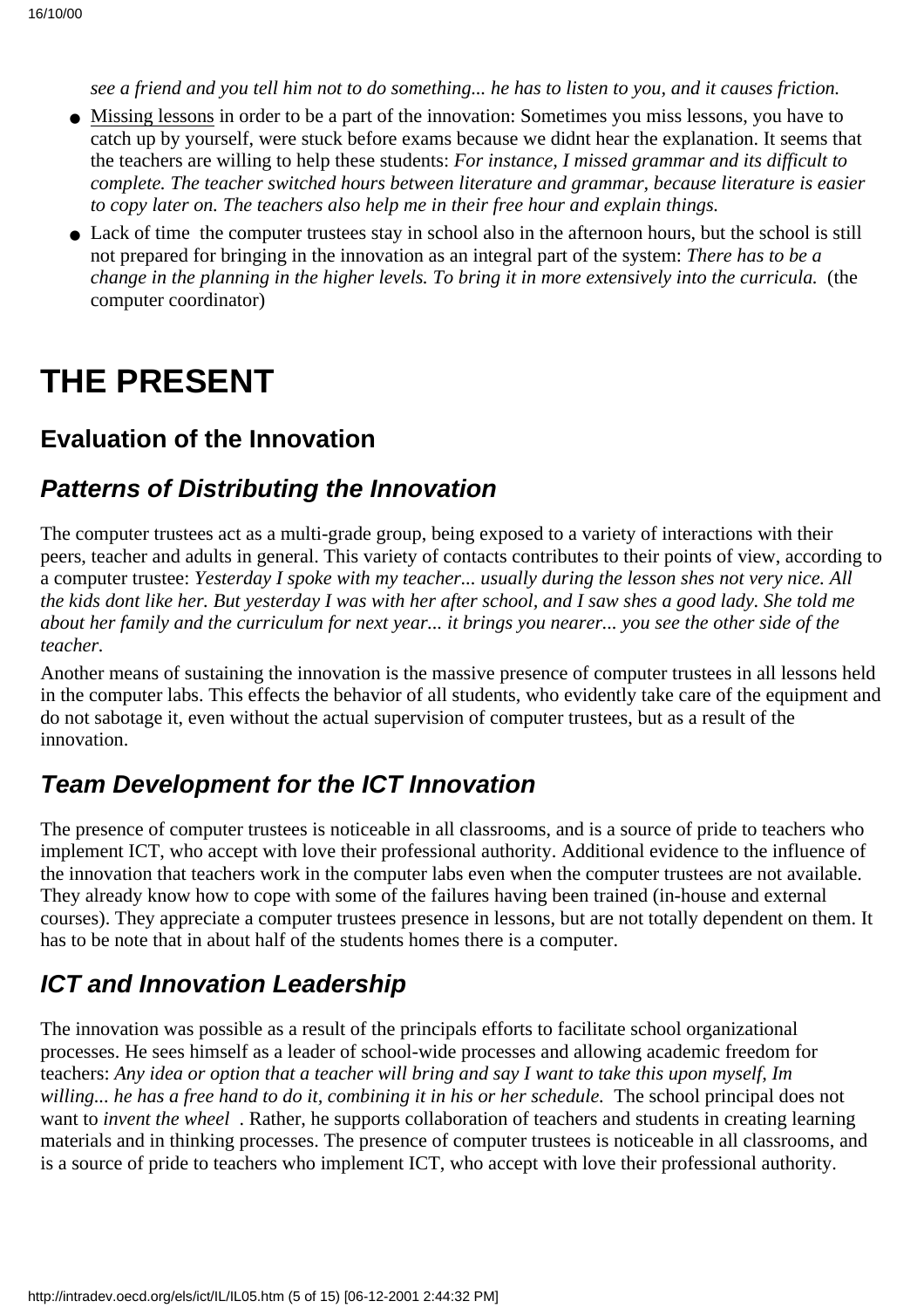*see a friend and you tell him not to do something... he has to listen to you, and it causes friction.*

- Missing lessons in order to be a part of the innovation: Sometimes you miss lessons, you have to catch up by yourself, were stuck before exams because we didnt hear the explanation. It seems that the teachers are willing to help these students: *For instance, I missed grammar and its difficult to complete. The teacher switched hours between literature and grammar, because literature is easier to copy later on. The teachers also help me in their free hour and explain things.*
- Lack of time the computer trustees stay in school also in the afternoon hours, but the school is still not prepared for bringing in the innovation as an integral part of the system: *There has to be a change in the planning in the higher levels. To bring it in more extensively into the curricula.* (the computer coordinator)

# THE PRESENT

## Evaluation of the Innovation

### *Patterns of Distributing the Innovation*

The computer trustees act as a multi-grade group, being exposed to a variety of interactions with their peers, teacher and adults in general. This variety of contacts contributes to their points of view, according to a computer trustee: *Yesterday I spoke with my teacher... usually during the lesson shes not very nice. All the kids dont like her. But yesterday I was with her after school, and I saw shes a good lady. She told me about her family and the curriculum for next year... it brings you nearer... you see the other side of the teacher.*

Another means of sustaining the innovation is the massive presence of computer trustees in all lessons held in the computer labs. This effects the behavior of all students, who evidently take care of the equipment and do not sabotage it, even without the actual supervision of computer trustees, but as a result of the innovation.

### *Team Development for the ICT Innovation*

The presence of computer trustees is noticeable in all classrooms, and is a source of pride to teachers who implement ICT, who accept with love their professional authority. Additional evidence to the influence of the innovation that teachers work in the computer labs even when the computer trustees are not available. They already know how to cope with some of the failures having been trained (in-house and external courses). They appreciate a computer trustees presence in lessons, but are not totally dependent on them. It has to be note that in about half of the students homes there is a computer.

### *ICT and Innovation Leadership*

The innovation was possible as a result of the principals efforts to facilitate school organizational processes. He sees himself as a leader of school-wide processes and allowing academic freedom for teachers: *Any idea or option that a teacher will bring and say I want to take this upon myself, Im willing... he has a free hand to do it, combining it in his or her schedule.* The school principal does not want to *invent the wheel* . Rather, he supports collaboration of teachers and students in creating learning materials and in thinking processes. The presence of computer trustees is noticeable in all classrooms, and is a source of pride to teachers who implement ICT, who accept with love their professional authority.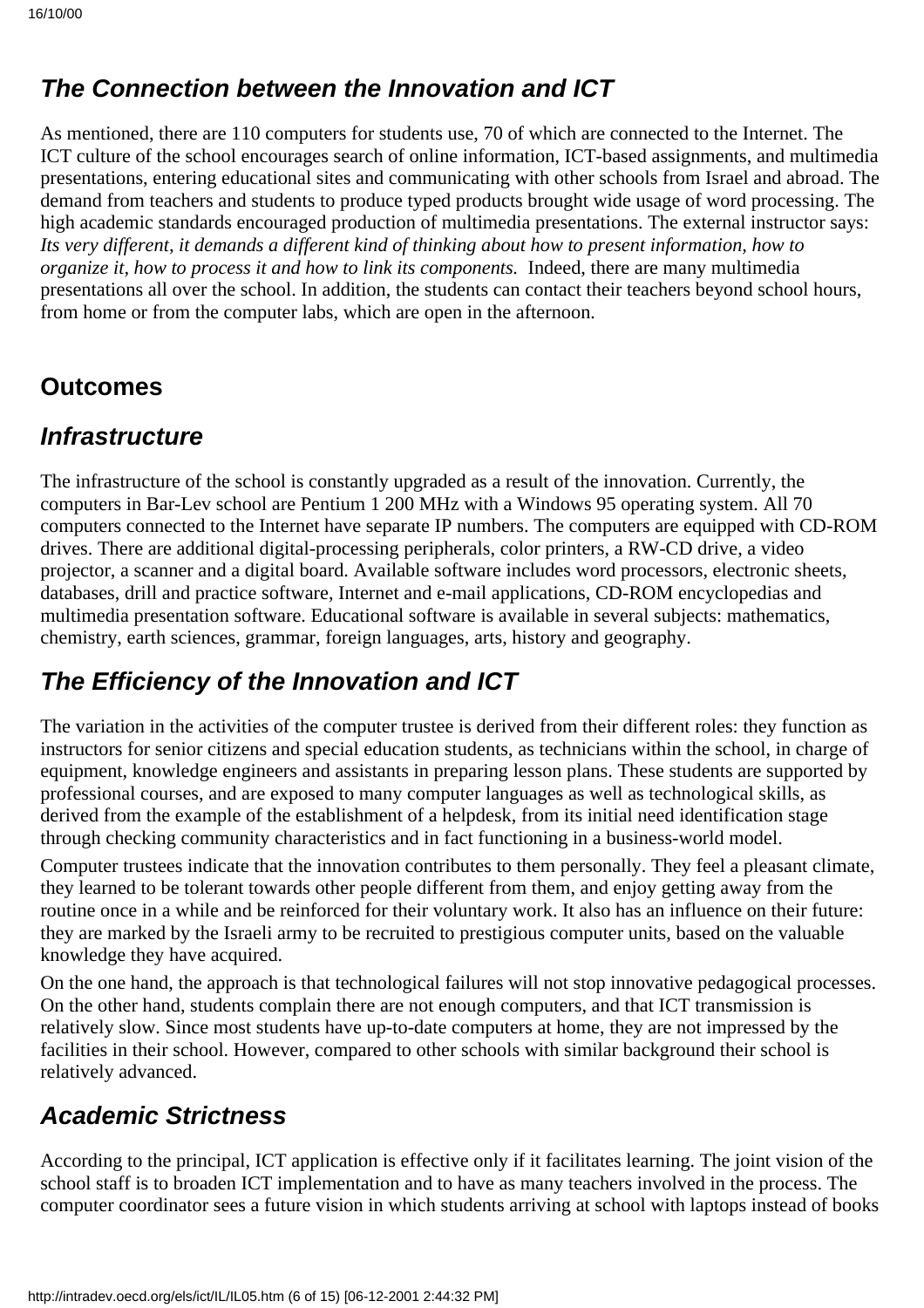## *The Connection between the Innovation and ICT*

As mentioned, there are 110 computers for students use, 70 of which are connected to the Internet. The ICT culture of the school encourages search of online information, ICT-based assignments, and multimedia presentations, entering educational sites and communicating with other schools from Israel and abroad. The demand from teachers and students to produce typed products brought wide usage of word processing. The high academic standards encouraged production of multimedia presentations. The external instructor says: *Its very different, it demands a different kind of thinking about how to present information, how to organize it, how to process it and how to link its components.* Indeed, there are many multimedia presentations all over the school. In addition, the students can contact their teachers beyond school hours, from home or from the computer labs, which are open in the afternoon.

## Outcomes

## *Infrastructure*

The infrastructure of the school is constantly upgraded as a result of the innovation. Currently, the computers in Bar-Lev school are Pentium 1 200 MHz with a Windows 95 operating system. All 70 computers connected to the Internet have separate IP numbers. The computers are equipped with CD-ROM drives. There are additional digital-processing peripherals, color printers, a RW-CD drive, a video projector, a scanner and a digital board. Available software includes word processors, electronic sheets, databases, drill and practice software, Internet and e-mail applications, CD-ROM encyclopedias and multimedia presentation software. Educational software is available in several subjects: mathematics, chemistry, earth sciences, grammar, foreign languages, arts, history and geography.

## *The Efficiency of the Innovation and ICT*

The variation in the activities of the computer trustee is derived from their different roles: they function as instructors for senior citizens and special education students, as technicians within the school, in charge of equipment, knowledge engineers and assistants in preparing lesson plans. These students are supported by professional courses, and are exposed to many computer languages as well as technological skills, as derived from the example of the establishment of a helpdesk, from its initial need identification stage through checking community characteristics and in fact functioning in a business-world model.

Computer trustees indicate that the innovation contributes to them personally. They feel a pleasant climate, they learned to be tolerant towards other people different from them, and enjoy getting away from the routine once in a while and be reinforced for their voluntary work. It also has an influence on their future: they are marked by the Israeli army to be recruited to prestigious computer units, based on the valuable knowledge they have acquired.

On the one hand, the approach is that technological failures will not stop innovative pedagogical processes. On the other hand, students complain there are not enough computers, and that ICT transmission is relatively slow. Since most students have up-to-date computers at home, they are not impressed by the facilities in their school. However, compared to other schools with similar background their school is relatively advanced.

## *Academic Strictness*

According to the principal, ICT application is effective only if it facilitates learning. The joint vision of the school staff is to broaden ICT implementation and to have as many teachers involved in the process. The computer coordinator sees a future vision in which students arriving at school with laptops instead of books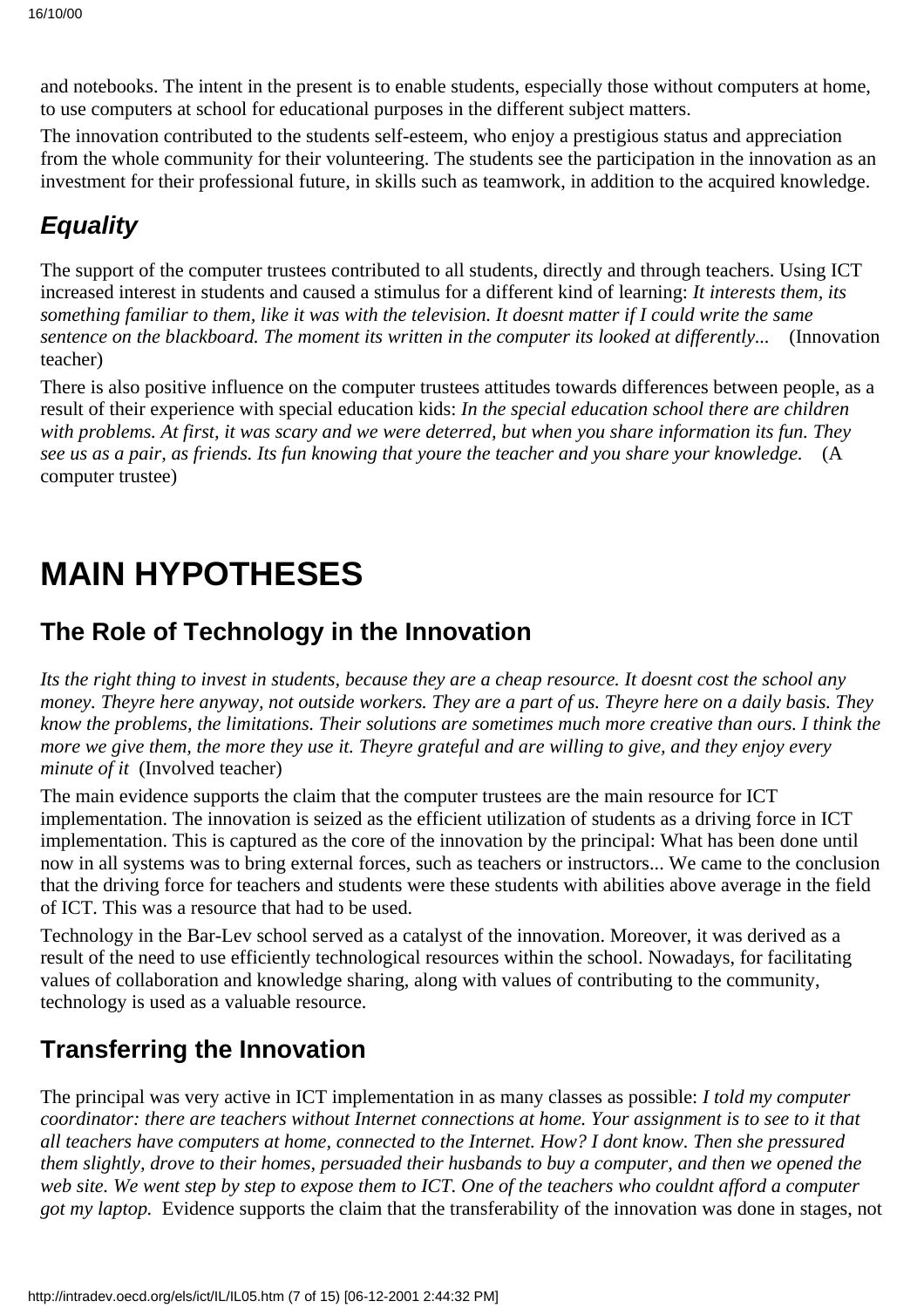and notebooks. The intent in the present is to enable students, especially those without computers at home, to use computers at school for educational purposes in the different subject matters.

The innovation contributed to the students self-esteem, who enjoy a prestigious status and appreciation from the whole community for their volunteering. The students see the participation in the innovation as an investment for their professional future, in skills such as teamwork, in addition to the acquired knowledge.

### *Equality*

The support of the computer trustees contributed to all students, directly and through teachers. Using ICT increased interest in students and caused a stimulus for a different kind of learning: *It interests them, its something familiar to them, like it was with the television. It doesnt matter if I could write the same sentence on the blackboard. The moment its written in the computer its looked at differently...* (Innovation teacher)

There is also positive influence on the computer trustees attitudes towards differences between people, as a result of their experience with special education kids: *In the special education school there are children with problems. At first, it was scary and we were deterred, but when you share information its fun. They see us as a pair, as friends. Its fun knowing that youre the teacher and you share your knowledge.* (A computer trustee)

# MAIN HYPOTHESES

## The Role of Technology in the Innovation

*Its the right thing to invest in students, because they are a cheap resource. It doesnt cost the school any money. Theyre here anyway, not outside workers. They are a part of us. Theyre here on a daily basis. They know the problems, the limitations. Their solutions are sometimes much more creative than ours. I think the more we give them, the more they use it. Theyre grateful and are willing to give, and they enjoy every minute of it* (Involved teacher)

The main evidence supports the claim that the computer trustees are the main resource for ICT implementation. The innovation is seized as the efficient utilization of students as a driving force in ICT implementation. This is captured as the core of the innovation by the principal: What has been done until now in all systems was to bring external forces, such as teachers or instructors... We came to the conclusion that the driving force for teachers and students were these students with abilities above average in the field of ICT. This was a resource that had to be used.

Technology in the Bar-Lev school served as a catalyst of the innovation. Moreover, it was derived as a result of the need to use efficiently technological resources within the school. Nowadays, for facilitating values of collaboration and knowledge sharing, along with values of contributing to the community, technology is used as a valuable resource.

## Transferring the Innovation

The principal was very active in ICT implementation in as many classes as possible: *I told my computer coordinator: there are teachers without Internet connections at home. Your assignment is to see to it that all teachers have computers at home, connected to the Internet. How? I dont know. Then she pressured them slightly, drove to their homes, persuaded their husbands to buy a computer, and then we opened the web site. We went step by step to expose them to ICT. One of the teachers who couldnt afford a computer got my laptop.* Evidence supports the claim that the transferability of the innovation was done in stages, not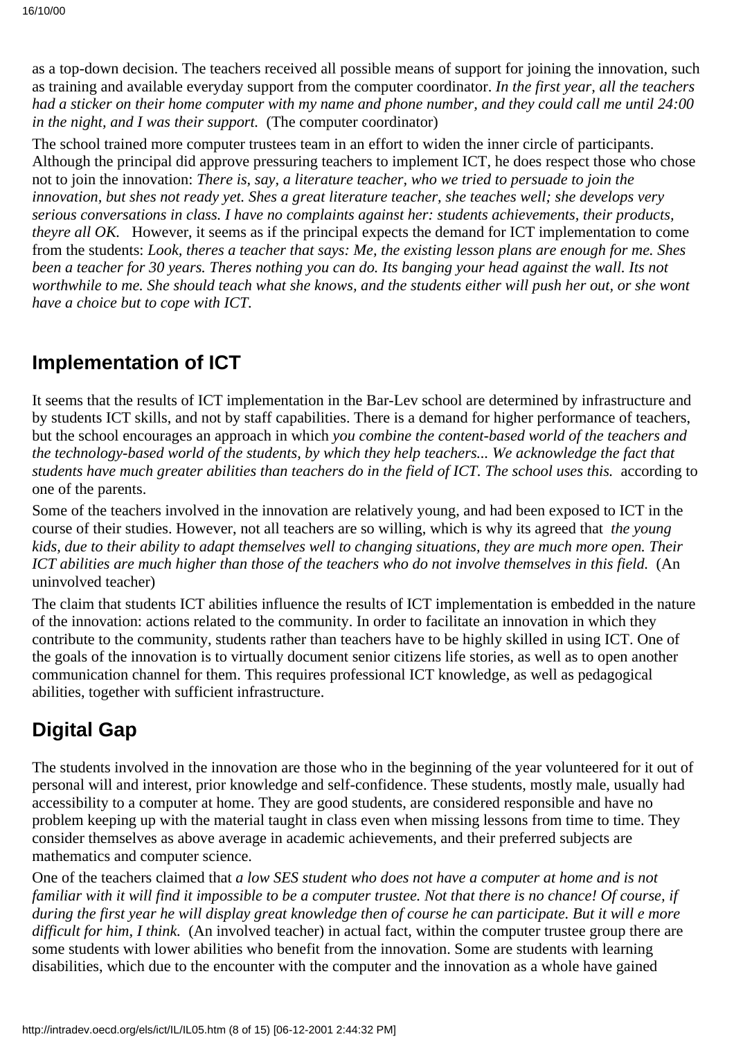as a top-down decision. The teachers received all possible means of support for joining the innovation, such as training and available everyday support from the computer coordinator. *In the first year, all the teachers had a sticker on their home computer with my name and phone number, and they could call me until 24:00 in the night, and I was their support.* (The computer coordinator)

The school trained more computer trustees team in an effort to widen the inner circle of participants. Although the principal did approve pressuring teachers to implement ICT, he does respect those who chose not to join the innovation: *There is, say, a literature teacher, who we tried to persuade to join the innovation, but shes not ready yet. Shes a great literature teacher, she teaches well; she develops very serious conversations in class. I have no complaints against her: students achievements, their products, theyre all OK.* However, it seems as if the principal expects the demand for ICT implementation to come from the students: *Look, theres a teacher that says: Me, the existing lesson plans are enough for me. Shes been a teacher for 30 years. Theres nothing you can do. Its banging your head against the wall. Its not worthwhile to me. She should teach what she knows, and the students either will push her out, or she wont have a choice but to cope with ICT.*

## Implementation of ICT

It seems that the results of ICT implementation in the Bar-Lev school are determined by infrastructure and by students ICT skills, and not by staff capabilities. There is a demand for higher performance of teachers, but the school encourages an approach in which *you combine the content-based world of the teachers and the technology-based world of the students, by which they help teachers... We acknowledge the fact that students have much greater abilities than teachers do in the field of ICT. The school uses this.* according to one of the parents.

Some of the teachers involved in the innovation are relatively young, and had been exposed to ICT in the course of their studies. However, not all teachers are so willing, which is why its agreed that *the young kids, due to their ability to adapt themselves well to changing situations, they are much more open. Their ICT abilities are much higher than those of the teachers who do not involve themselves in this field.* (An uninvolved teacher)

The claim that students ICT abilities influence the results of ICT implementation is embedded in the nature of the innovation: actions related to the community. In order to facilitate an innovation in which they contribute to the community, students rather than teachers have to be highly skilled in using ICT. One of the goals of the innovation is to virtually document senior citizens life stories, as well as to open another communication channel for them. This requires professional ICT knowledge, as well as pedagogical abilities, together with sufficient infrastructure.

## Digital Gap

The students involved in the innovation are those who in the beginning of the year volunteered for it out of personal will and interest, prior knowledge and self-confidence. These students, mostly male, usually had accessibility to a computer at home. They are good students, are considered responsible and have no problem keeping up with the material taught in class even when missing lessons from time to time. They consider themselves as above average in academic achievements, and their preferred subjects are mathematics and computer science.

One of the teachers claimed that *a low SES student who does not have a computer at home and is not familiar with it will find it impossible to be a computer trustee. Not that there is no chance! Of course, if during the first year he will display great knowledge then of course he can participate. But it will e more difficult for him, I think.* (An involved teacher) in actual fact, within the computer trustee group there are some students with lower abilities who benefit from the innovation. Some are students with learning disabilities, which due to the encounter with the computer and the innovation as a whole have gained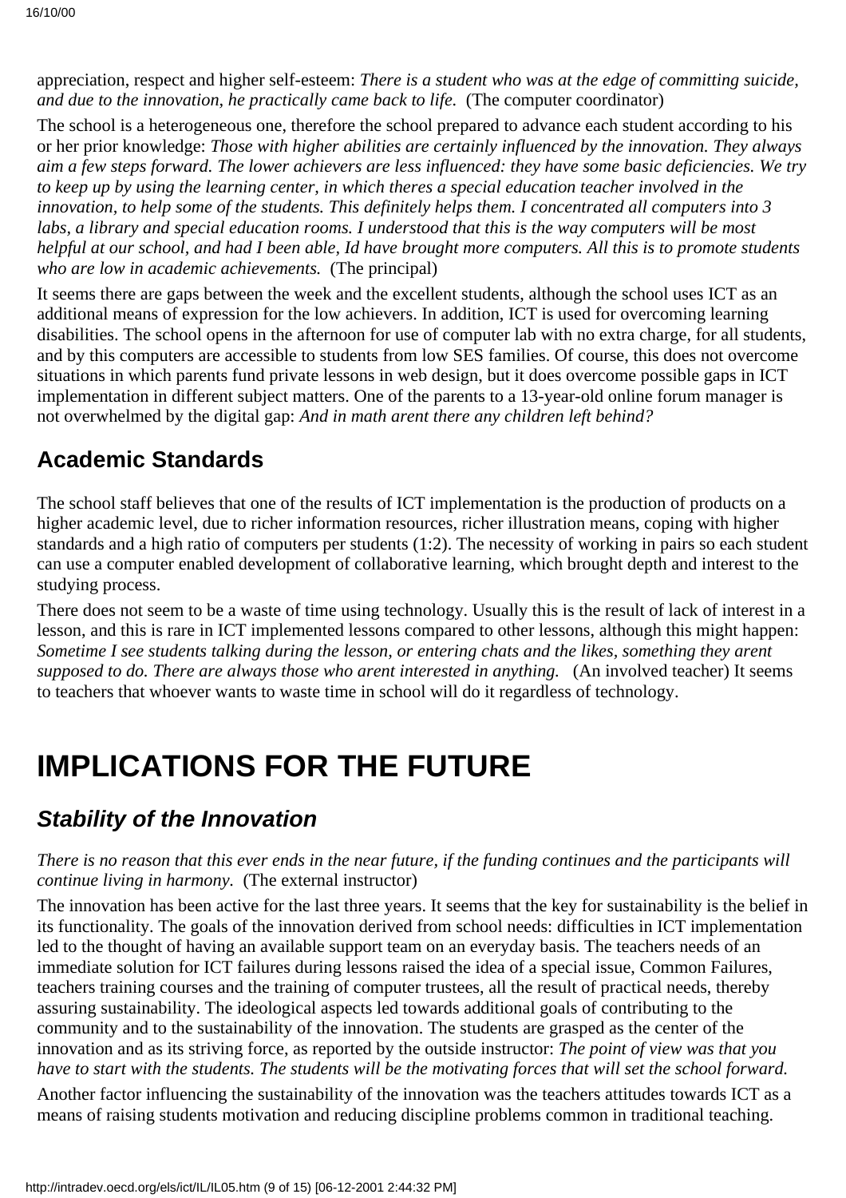appreciation, respect and higher self-esteem: *There is a student who was at the edge of committing suicide, and due to the innovation, he practically came back to life.* (The computer coordinator)

The school is a heterogeneous one, therefore the school prepared to advance each student according to his or her prior knowledge: *Those with higher abilities are certainly influenced by the innovation. They always aim a few steps forward. The lower achievers are less influenced: they have some basic deficiencies. We try to keep up by using the learning center, in which theres a special education teacher involved in the innovation, to help some of the students. This definitely helps them. I concentrated all computers into 3 labs, a library and special education rooms. I understood that this is the way computers will be most helpful at our school, and had I been able, Id have brought more computers. All this is to promote students who are low in academic achievements.* (The principal)

It seems there are gaps between the week and the excellent students, although the school uses ICT as an additional means of expression for the low achievers. In addition, ICT is used for overcoming learning disabilities. The school opens in the afternoon for use of computer lab with no extra charge, for all students, and by this computers are accessible to students from low SES families. Of course, this does not overcome situations in which parents fund private lessons in web design, but it does overcome possible gaps in ICT implementation in different subject matters. One of the parents to a 13-year-old online forum manager is not overwhelmed by the digital gap: *And in math arent there any children left behind?*

## Academic Standards

The school staff believes that one of the results of ICT implementation is the production of products on a higher academic level, due to richer information resources, richer illustration means, coping with higher standards and a high ratio of computers per students (1:2). The necessity of working in pairs so each student can use a computer enabled development of collaborative learning, which brought depth and interest to the studying process.

There does not seem to be a waste of time using technology. Usually this is the result of lack of interest in a lesson, and this is rare in ICT implemented lessons compared to other lessons, although this might happen: *Sometime I see students talking during the lesson, or entering chats and the likes, something they arent supposed to do. There are always those who arent interested in anything.* (An involved teacher) It seems to teachers that whoever wants to waste time in school will do it regardless of technology.

# IMPLICATIONS FOR THE FUTURE

## *Stability of the Innovation*

*There is no reason that this ever ends in the near future, if the funding continues and the participants will continue living in harmony.* (The external instructor)

The innovation has been active for the last three years. It seems that the key for sustainability is the belief in its functionality. The goals of the innovation derived from school needs: difficulties in ICT implementation led to the thought of having an available support team on an everyday basis. The teachers needs of an immediate solution for ICT failures during lessons raised the idea of a special issue, Common Failures, teachers training courses and the training of computer trustees, all the result of practical needs, thereby assuring sustainability. The ideological aspects led towards additional goals of contributing to the community and to the sustainability of the innovation. The students are grasped as the center of the innovation and as its striving force, as reported by the outside instructor: *The point of view was that you have to start with the students. The students will be the motivating forces that will set the school forward.*

Another factor influencing the sustainability of the innovation was the teachers attitudes towards ICT as a means of raising students motivation and reducing discipline problems common in traditional teaching.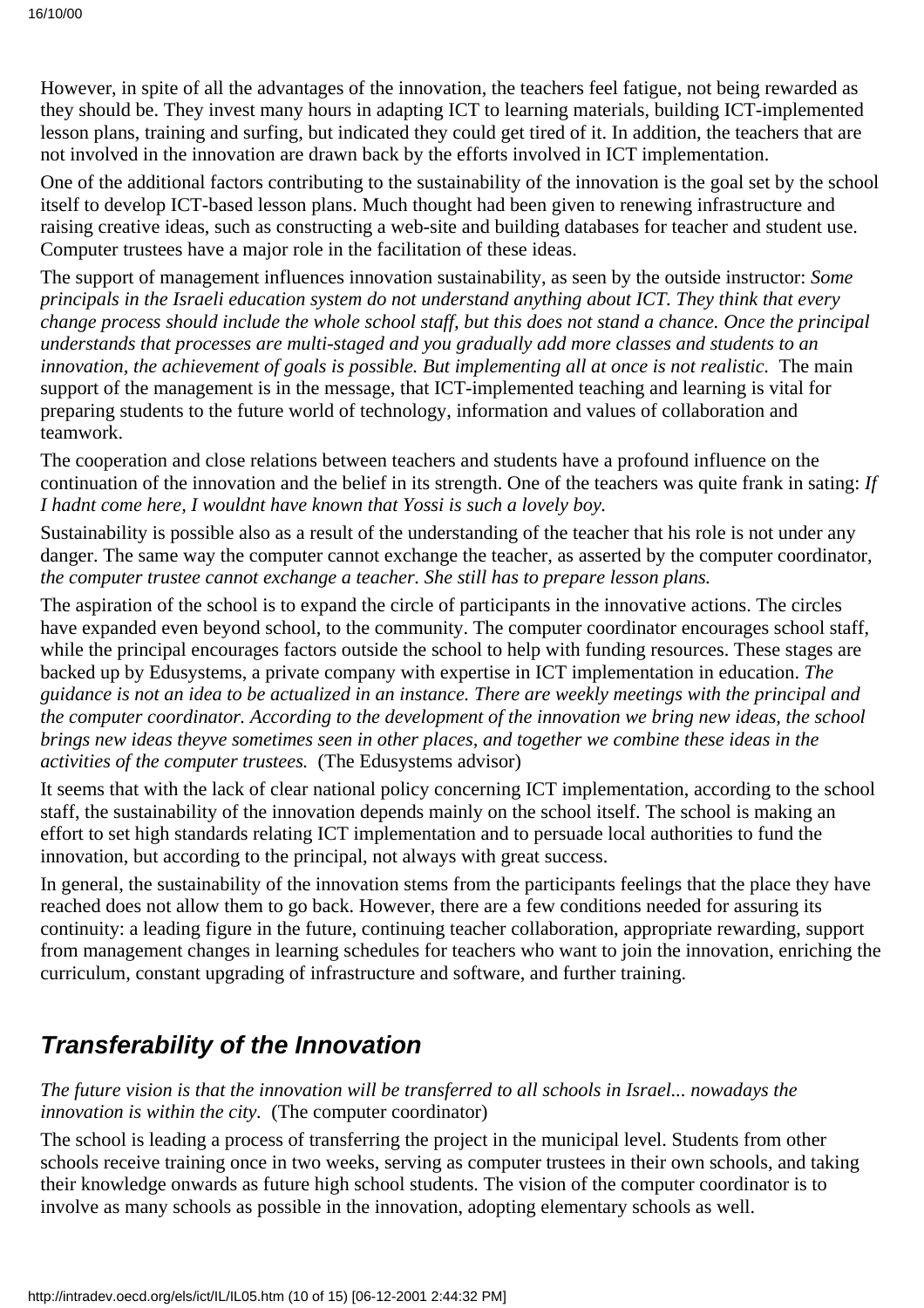However, in spite of all the advantages of the innovation, the teachers feel fatigue, not being rewarded as they should be. They invest many hours in adapting ICT to learning materials, building ICT-implemented lesson plans, training and surfing, but indicated they could get tired of it. In addition, the teachers that are not involved in the innovation are drawn back by the efforts involved in ICT implementation.

One of the additional factors contributing to the sustainability of the innovation is the goal set by the school itself to develop ICT-based lesson plans. Much thought had been given to renewing infrastructure and raising creative ideas, such as constructing a web-site and building databases for teacher and student use. Computer trustees have a major role in the facilitation of these ideas.

The support of management influences innovation sustainability, as seen by the outside instructor: *Some principals in the Israeli education system do not understand anything about ICT. They think that every change process should include the whole school staff, but this does not stand a chance. Once the principal understands that processes are multi-staged and you gradually add more classes and students to an innovation, the achievement of goals is possible. But implementing all at once is not realistic.* The main support of the management is in the message, that ICT-implemented teaching and learning is vital for preparing students to the future world of technology, information and values of collaboration and teamwork.

The cooperation and close relations between teachers and students have a profound influence on the continuation of the innovation and the belief in its strength. One of the teachers was quite frank in sating: *If I hadnt come here, I wouldnt have known that Yossi is such a lovely boy.*

Sustainability is possible also as a result of the understanding of the teacher that his role is not under any danger. The same way the computer cannot exchange the teacher, as asserted by the computer coordinator, *the computer trustee cannot exchange a teacher. She still has to prepare lesson plans.*

The aspiration of the school is to expand the circle of participants in the innovative actions. The circles have expanded even beyond school, to the community. The computer coordinator encourages school staff, while the principal encourages factors outside the school to help with funding resources. These stages are backed up by Edusystems, a private company with expertise in ICT implementation in education. *The guidance is not an idea to be actualized in an instance. There are weekly meetings with the principal and the computer coordinator. According to the development of the innovation we bring new ideas, the school brings new ideas theyve sometimes seen in other places, and together we combine these ideas in the activities of the computer trustees.* (The Edusystems advisor)

It seems that with the lack of clear national policy concerning ICT implementation, according to the school staff, the sustainability of the innovation depends mainly on the school itself. The school is making an effort to set high standards relating ICT implementation and to persuade local authorities to fund the innovation, but according to the principal, not always with great success.

In general, the sustainability of the innovation stems from the participants feelings that the place they have reached does not allow them to go back. However, there are a few conditions needed for assuring its continuity: a leading figure in the future, continuing teacher collaboration, appropriate rewarding, support from management changes in learning schedules for teachers who want to join the innovation, enriching the curriculum, constant upgrading of infrastructure and software, and further training.

## *Transferability of the Innovation*

*The future vision is that the innovation will be transferred to all schools in Israel... nowadays the innovation is within the city.* (The computer coordinator)

The school is leading a process of transferring the project in the municipal level. Students from other schools receive training once in two weeks, serving as computer trustees in their own schools, and taking their knowledge onwards as future high school students. The vision of the computer coordinator is to involve as many schools as possible in the innovation, adopting elementary schools as well.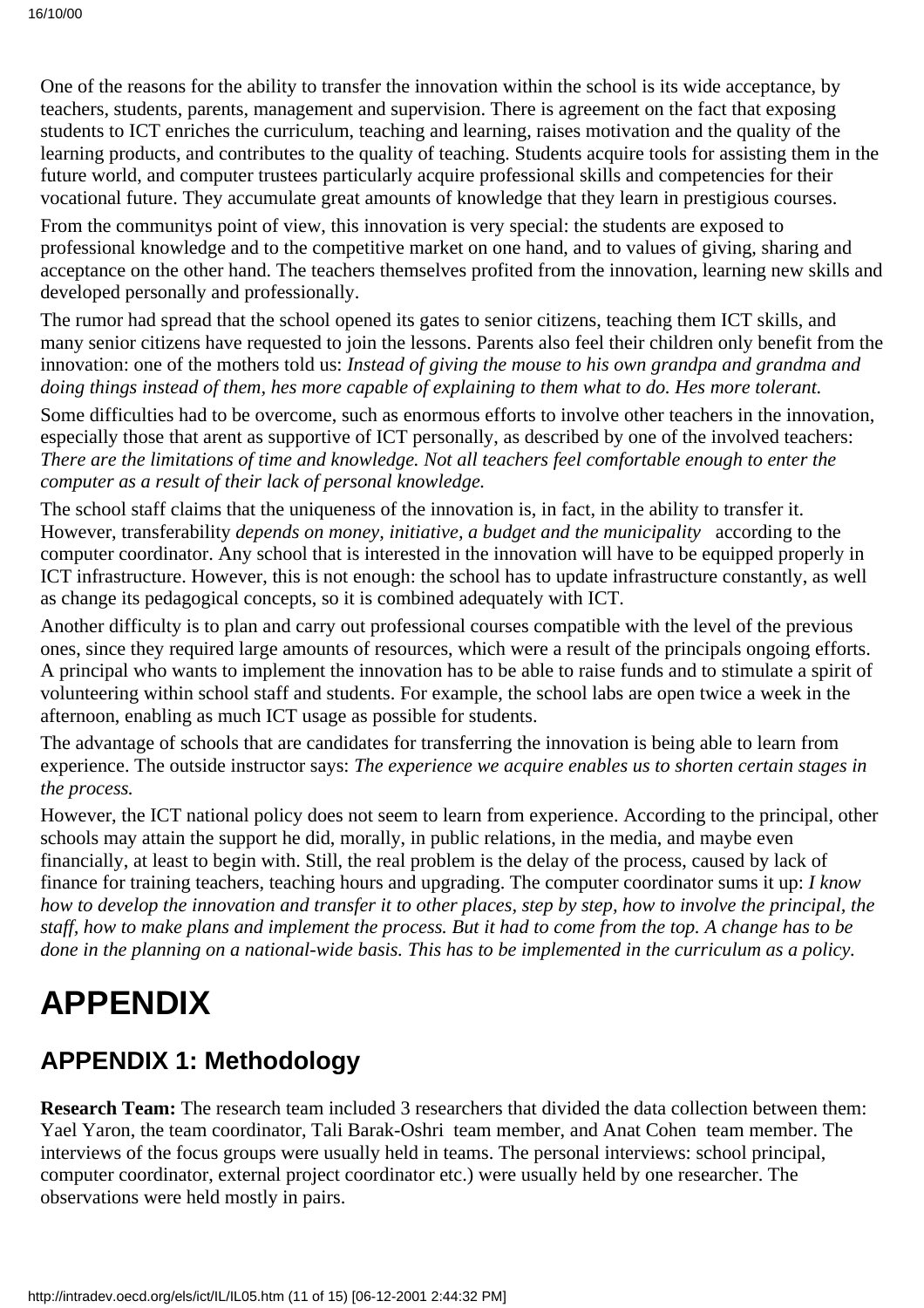One of the reasons for the ability to transfer the innovation within the school is its wide acceptance, by teachers, students, parents, management and supervision. There is agreement on the fact that exposing students to ICT enriches the curriculum, teaching and learning, raises motivation and the quality of the learning products, and contributes to the quality of teaching. Students acquire tools for assisting them in the future world, and computer trustees particularly acquire professional skills and competencies for their vocational future. They accumulate great amounts of knowledge that they learn in prestigious courses.

From the communitys point of view, this innovation is very special: the students are exposed to professional knowledge and to the competitive market on one hand, and to values of giving, sharing and acceptance on the other hand. The teachers themselves profited from the innovation, learning new skills and developed personally and professionally.

The rumor had spread that the school opened its gates to senior citizens, teaching them ICT skills, and many senior citizens have requested to join the lessons. Parents also feel their children only benefit from the innovation: one of the mothers told us: *Instead of giving the mouse to his own grandpa and grandma and doing things instead of them, hes more capable of explaining to them what to do. Hes more tolerant.*

Some difficulties had to be overcome, such as enormous efforts to involve other teachers in the innovation, especially those that arent as supportive of ICT personally, as described by one of the involved teachers: *There are the limitations of time and knowledge. Not all teachers feel comfortable enough to enter the computer as a result of their lack of personal knowledge.*

The school staff claims that the uniqueness of the innovation is, in fact, in the ability to transfer it. However, transferability *depends on money, initiative, a budget and the municipality* according to the computer coordinator. Any school that is interested in the innovation will have to be equipped properly in ICT infrastructure. However, this is not enough: the school has to update infrastructure constantly, as well as change its pedagogical concepts, so it is combined adequately with ICT.

Another difficulty is to plan and carry out professional courses compatible with the level of the previous ones, since they required large amounts of resources, which were a result of the principals ongoing efforts. A principal who wants to implement the innovation has to be able to raise funds and to stimulate a spirit of volunteering within school staff and students. For example, the school labs are open twice a week in the afternoon, enabling as much ICT usage as possible for students.

The advantage of schools that are candidates for transferring the innovation is being able to learn from experience. The outside instructor says: *The experience we acquire enables us to shorten certain stages in the process.*

However, the ICT national policy does not seem to learn from experience. According to the principal, other schools may attain the support he did, morally, in public relations, in the media, and maybe even financially, at least to begin with. Still, the real problem is the delay of the process, caused by lack of finance for training teachers, teaching hours and upgrading. The computer coordinator sums it up: *I know how to develop the innovation and transfer it to other places, step by step, how to involve the principal, the staff, how to make plans and implement the process. But it had to come from the top. A change has to be done in the planning on a national-wide basis. This has to be implemented in the curriculum as a policy.*

# APPENDIX

## APPENDIX 1: Methodology

**Research Team:** The research team included 3 researchers that divided the data collection between them: Yael Yaron, the team coordinator, Tali Barak-Oshri team member, and Anat Cohen team member. The interviews of the focus groups were usually held in teams. The personal interviews: school principal, computer coordinator, external project coordinator etc.) were usually held by one researcher. The observations were held mostly in pairs.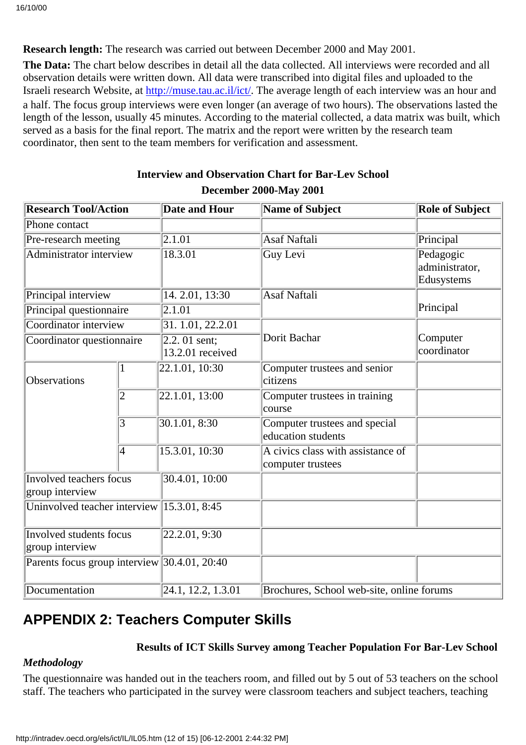**Research length:** The research was carried out between December 2000 and May 2001.

**The Data:** The chart below describes in detail all the data collected. All interviews were recorded and all observation details were written down. All data were transcribed into digital files and uploaded to the Israeli research Website, at http://muse.tau.ac.il/ict/. The average length of each interview was an hour and a half. The focus group interviews were even longer (an average of two hours). The observations lasted the length of the lesson, usually 45 minutes. According to the material collected, a data matrix was built, which served as a basis for the final report. The matrix and the report were written by the research team coordinator, then sent to the team members for verification and assessment.

**Interview and Observation Chart for Bar-Lev School**

**December 2000-May 2001**

| Research Tool/Action | | Date and Hour | Name of Subject | Role of Subject |
|---|---|---|---|---|
| Phone contact | | | | |
| Pre-research meeting | | 2.1.01 | Asaf Naftali | Principal |
| Administrator interview | | 18.3.01 | Guy Levi | Pedagogic administrator, Edusystems |
| Principal interview | | 14. 2.01, 13:30 | Asaf Naftali | Principal |
| Principal questionnaire | | 2.1.01 | | |
| Coordinator interview | | 31. 1.01, 22.2.01 | Dorit Bachar | Computer coordinator |
| Coordinator questionnaire | | 2.2. 01 sent; 13.2.01 received | | |
| Observations | 1 | 22.1.01, 10:30 | Computer trustees and senior citizens | |
| | 2 | 22.1.01, 13:00 | Computer trustees in training course | |
| | 3 | 30.1.01, 8:30 | Computer trustees and special education students | |
| | 4 | 15.3.01, 10:30 | A civics class with assistance of computer trustees | |
| Involved teachers focus group interview | | 30.4.01, 10:00 | | |
| Uninvolved teacher interview | | 15.3.01, 8:45 | | |
| Involved students focus group interview | | 22.2.01, 9:30 | | |
| Parents focus group interview | | 30.4.01, 20:40 | | |
| Documentation | | 24.1, 12.2, 1.3.01 | Brochures, School web-site, online forums | |

## APPENDIX 2: Teachers Computer Skills

**Results of ICT Skills Survey among Teacher Population For Bar-Lev School**

*Methodology*

The questionnaire was handed out in the teachers room, and filled out by 5 out of 53 teachers on the school staff. The teachers who participated in the survey were classroom teachers and subject teachers, teaching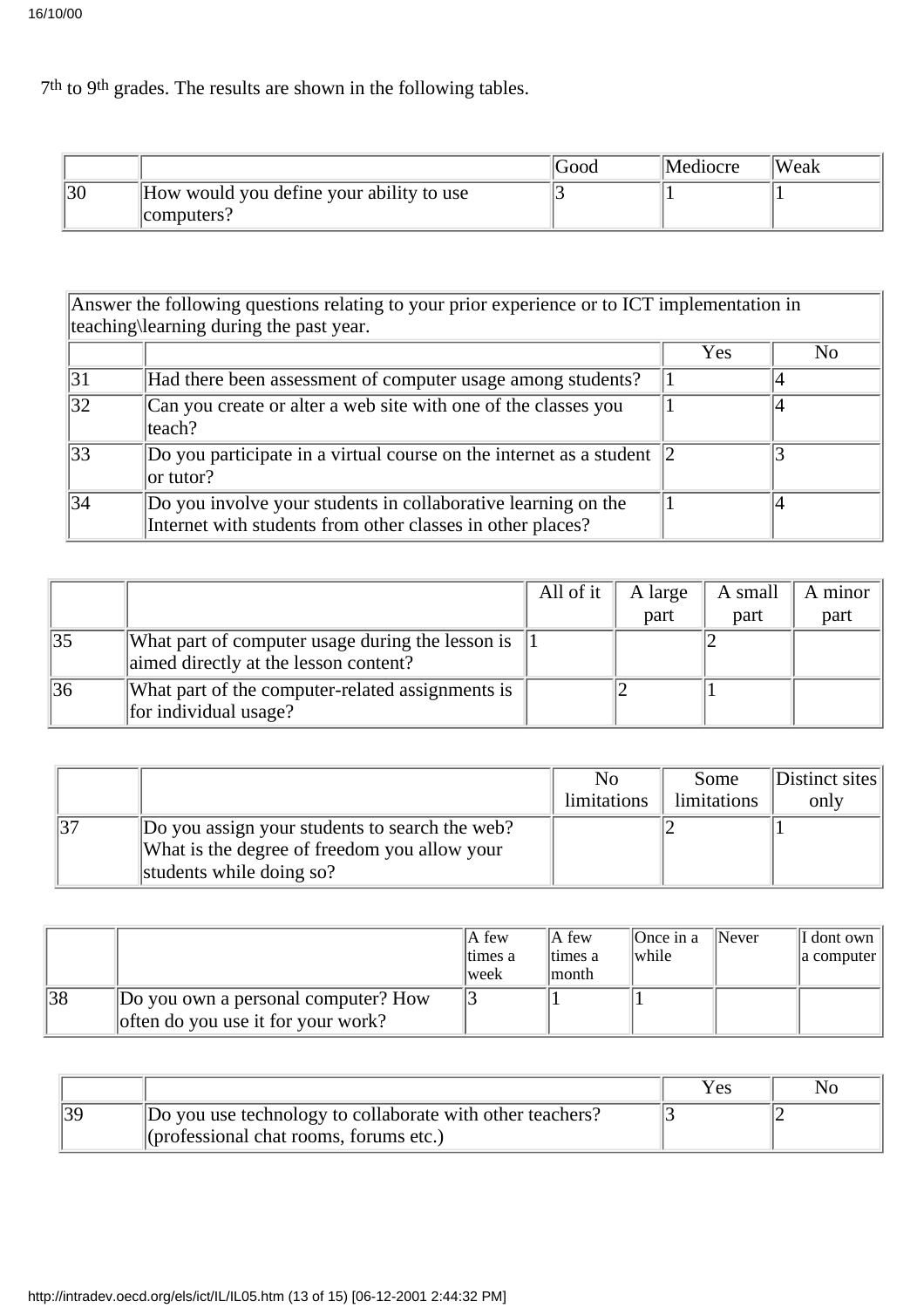7th to 9th grades. The results are shown in the following tables.

| | | Good | Mediocre | Weak |
|---|---|---|---|---|
| 30 | How would you define your ability to use computers? | 3 | 1 | 1 |

| Answer the following questions relating to your prior experience or to ICT implementation in teaching\learning during the past year. | | | |
|---|---|---|---|
| | | Yes | No |
| 31 | Had there been assessment of computer usage among students? | 1 | 4 |
| 32 | Can you create or alter a web site with one of the classes you teach? | 1 | 4 |
| 33 | Do you participate in a virtual course on the internet as a student or tutor? | 2 | 3 |
| 34 | Do you involve your students in collaborative learning on the Internet with students from other classes in other places? | 1 | 4 |

| | | All of it | A large part | A small part | A minor part |
|---|---|---|---|---|---|
| 35 | What part of computer usage during the lesson is aimed directly at the lesson content? | 1 | | 2 | |
| 36 | What part of the computer-related assignments is for individual usage? | | 2 | 1 | |

| | | No limitations | Some limitations | Distinct sites only |
|---|---|---|---|---|
| 37 | Do you assign your students to search the web? What is the degree of freedom you allow your students while doing so? | | 2 | 1 |

| | | A few times a week | A few times a month | Once in a while | Never | I dont own a computer |
|---|---|---|---|---|---|---|
| 38 | Do you own a personal computer? How often do you use it for your work? | 3 | 1 | 1 | | |

| | | Yes | No |
|---|---|---|---|
| 39 | Do you use technology to collaborate with other teachers? (professional chat rooms, forums etc.) | 3 | 2 |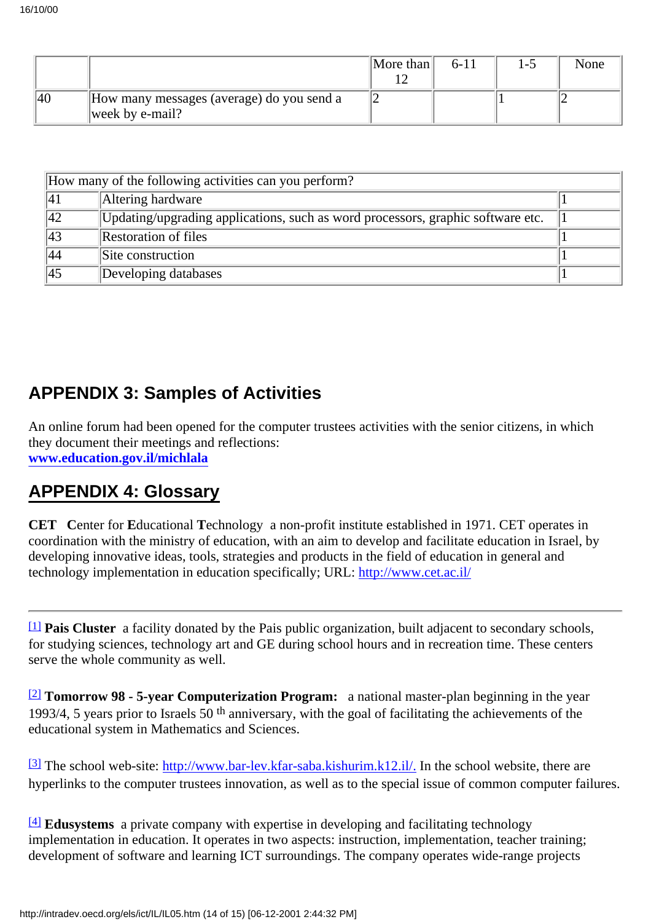| | | More than 12 | 6-11 | 1-5 | None |
|---|---|---|---|---|---|
| 40 | How many messages (average) do you send a week by e-mail? | 2 | | 1 | 2 |

| How many of the following activities can you perform? | | |
|---|---|---|
| 41 | Altering hardware | 1 |
| 42 | Updating/upgrading applications, such as word processors, graphic software etc. | 1 |
| 43 | Restoration of files | 1 |
| 44 | Site construction | 1 |
| 45 | Developing databases | 1 |

## APPENDIX 3: Samples of Activities

An online forum had been opened for the computer trustees activities with the senior citizens, in which they document their meetings and reflections:
**www.education.gov.il/michlala**

## APPENDIX 4: Glossary

**CET** **C**enter for **E**ducational **T**echnology a non-profit institute established in 1971. CET operates in coordination with the ministry of education, with an aim to develop and facilitate education in Israel, by developing innovative ideas, tools, strategies and products in the field of education in general and technology implementation in education specifically; URL: http://www.cet.ac.il/

---

[1] **Pais Cluster** a facility donated by the Pais public organization, built adjacent to secondary schools, for studying sciences, technology art and GE during school hours and in recreation time. These centers serve the whole community as well.

[2] **Tomorrow 98 - 5-year Computerization Program:** a national master-plan beginning in the year 1993/4, 5 years prior to Israels 50 th anniversary, with the goal of facilitating the achievements of the educational system in Mathematics and Sciences.

[3] The school web-site: http://www.bar-lev.kfar-saba.kishurim.k12.il/. In the school website, there are hyperlinks to the computer trustees innovation, as well as to the special issue of common computer failures.

[4] **Edusystems** a private company with expertise in developing and facilitating technology implementation in education. It operates in two aspects: instruction, implementation, teacher training; development of software and learning ICT surroundings. The company operates wide-range projects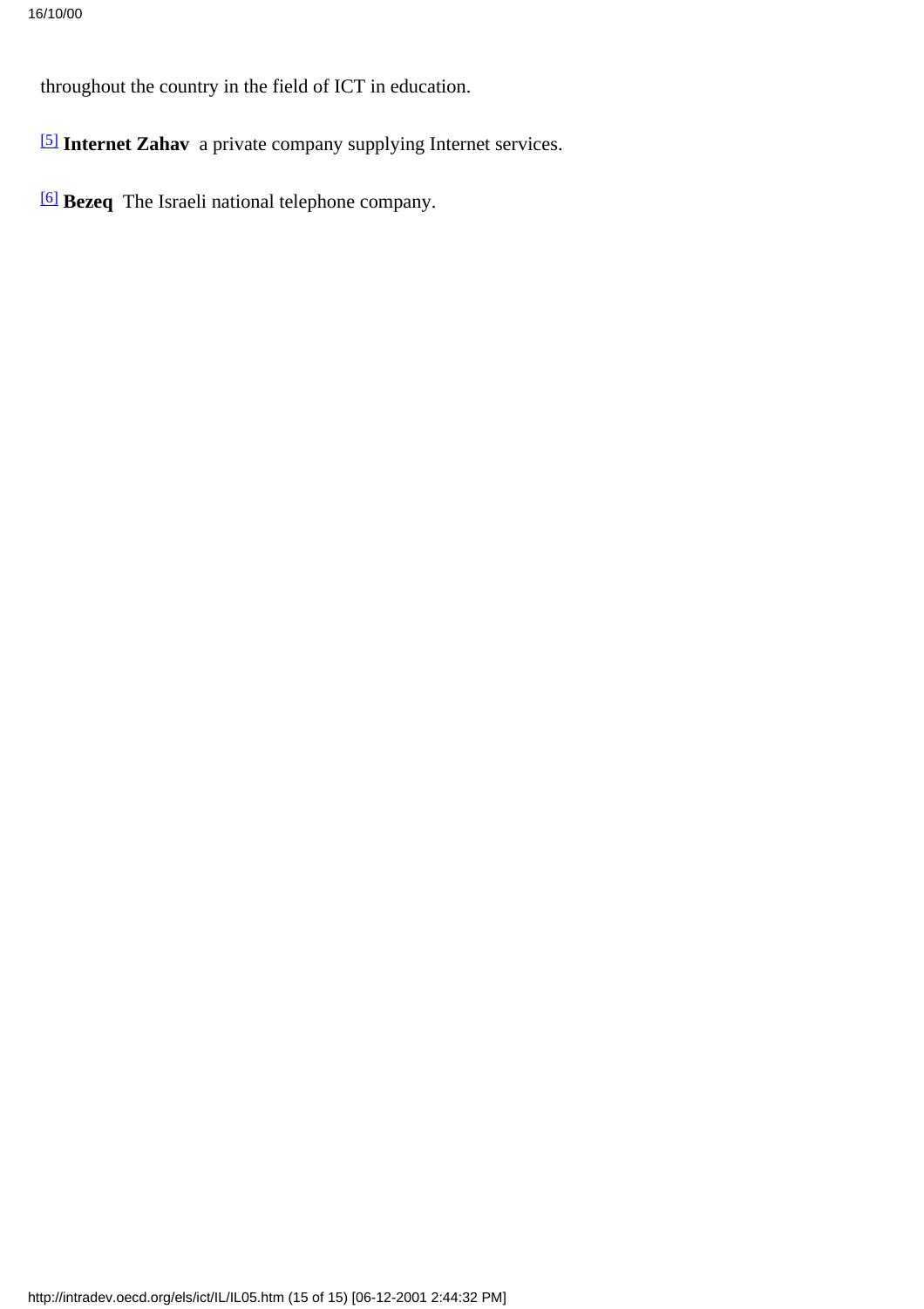throughout the country in the field of ICT in education.

[5] **Internet Zahav** a private company supplying Internet services.

[6] **Bezeq** The Israeli national telephone company.